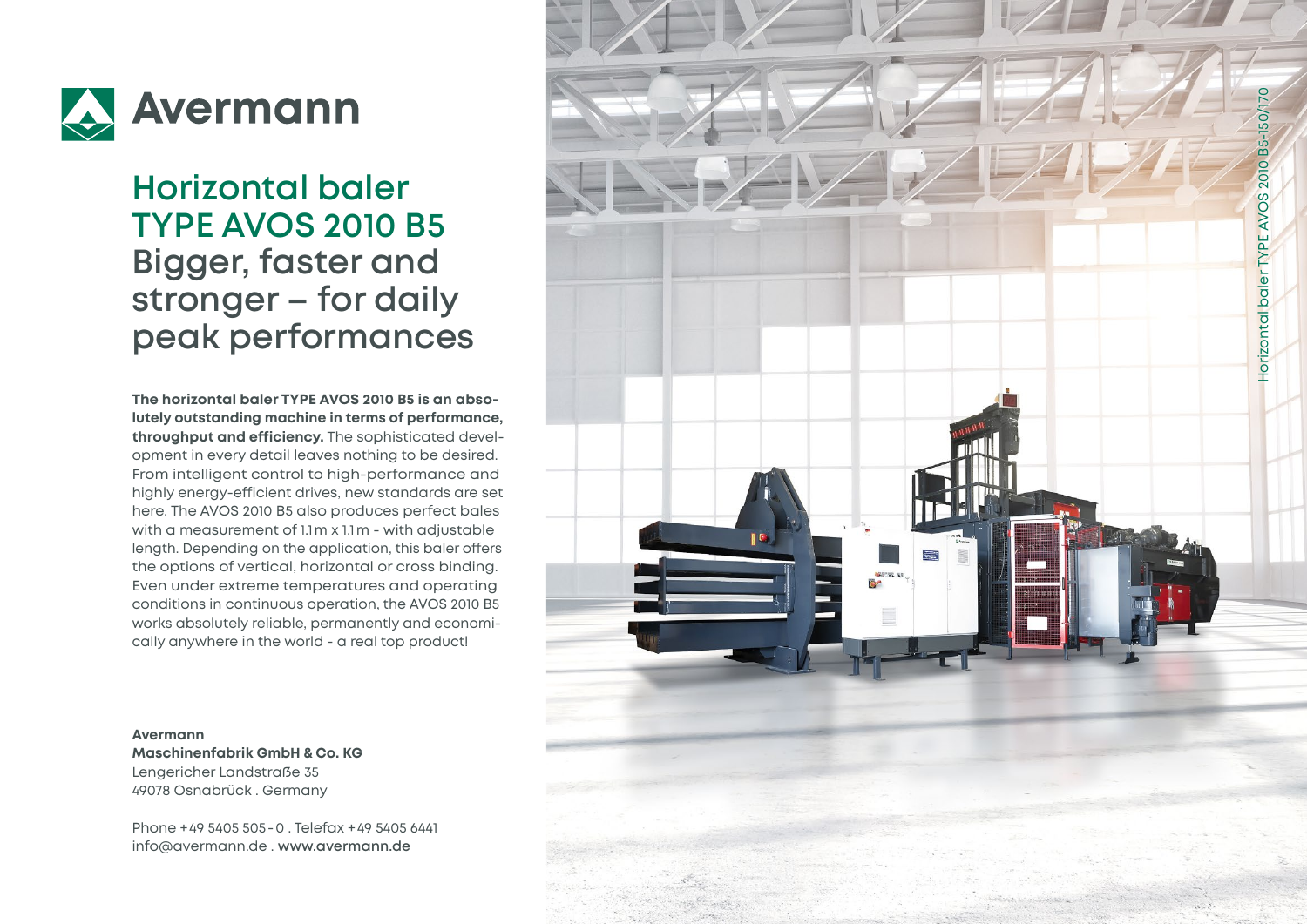# Avermann

## Horizontal baler TYPE AVOS 2010 B5

## Bigger, faster and stronger – for daily peak performances

**The horizontal baler TYPE AVOS 2010 B5 is an absolutely outstanding machine in terms of performance, throughput and efficiency.** The sophisticated development in every detail leaves nothing to be desired. From intelligent control to high-performance and highly energy-efficient drives, new standards are set here. The AVOS 2010 B5 also produces perfect bales with a measurement of 1.1 m x 1.1 m - with adjustable length. Depending on the application, this baler offers the options of vertical, horizontal or cross binding. Even under extreme temperatures and operating conditions in continuous operation, the AVOS 2010 B5 works absolutely reliable, permanently and economically anywhere in the world - a real top product!

**Avermann**
**Maschinenfabrik GmbH & Co. KG**
Lengericher Landstraße 35
49078 Osnabrück . Germany

Phone +49 5405 505 - 0 . Telefax +49 5405 6441
info@avermann.de . **www.avermann.de**

Horizontal baler TYPE AVOS 2010 B5-150/170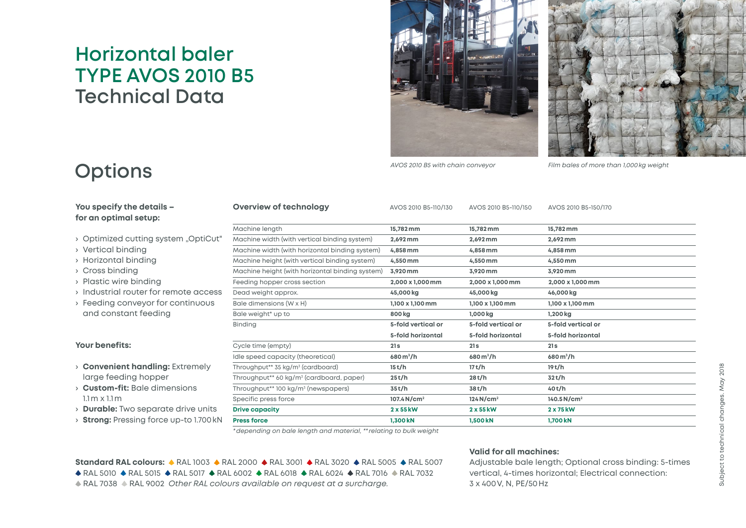# Horizontal baler
# TYPE AVOS 2010 B5
# Technical Data

*AVOS 2010 B5 with chain conveyor*

*Film bales of more than 1,000 kg weight*

## Options

**You specify the details – for an optimal setup:**

- Optimized cutting system „OptiCut"
- Vertical binding
- Horizontal binding
- Cross binding
- Plastic wire binding
- Industrial router for remote access
- Feeding conveyor for continuous and constant feeding

**Your benefits:**

- **Convenient handling:** Extremely large feeding hopper
- **Custom-fit:** Bale dimensions 1.1 m x 1.1 m
- **Durable:** Two separate drive units
- **Strong:** Pressing force up-to 1.700 kN

| Overview of technology | AVOS 2010 B5-110/130 | AVOS 2010 B5-110/150 | AVOS 2010 B5-150/170 |
|---|---|---|---|
| Machine length | **15,782 mm** | **15,782 mm** | **15,782 mm** |
| Machine width (with vertical binding system) | **2,692 mm** | **2,692 mm** | **2,692 mm** |
| Machine width (with horizontal binding system) | **4,858 mm** | **4,858 mm** | **4,858 mm** |
| Machine height (with vertical binding system) | **4,550 mm** | **4,550 mm** | **4,550 mm** |
| Machine height (with horizontal binding system) | **3,920 mm** | **3,920 mm** | **3,920 mm** |
| Feeding hopper cross section | **2,000 x 1,000 mm** | **2,000 x 1,000 mm** | **2,000 x 1,000 mm** |
| Dead weight approx. | **45,000 kg** | **45,000 kg** | **46,000 kg** |
| Bale dimensions (W x H) | **1,100 x 1,100 mm** | **1,100 x 1,100 mm** | **1,100 x 1,100 mm** |
| Bale weight* up to | **800 kg** | **1,000 kg** | **1,200 kg** |
| Binding | **5-fold vertical or 5-fold horizontal** | **5-fold vertical or 5-fold horizontal** | **5-fold vertical or 5-fold horizontal** |
| Cycle time (empty) | **21 s** | **21 s** | **21 s** |
| Idle speed capacity (theoretical) | **680 m³/h** | **680 m³/h** | **680 m³/h** |
| Throughput** 35 kg/m³ (cardboard) | **15 t/h** | **17 t/h** | **19 t/h** |
| Throughput** 60 kg/m³ (cardboard, paper) | **25 t/h** | **28 t/h** | **32 t/h** |
| Throughput** 100 kg/m³ (newspapers) | **35 t/h** | **38 t/h** | **40 t/h** |
| Specific press force | **107.4 N/cm²** | **124 N/cm²** | **140.5 N/cm²** |
| **Drive capacity** | **2 x 55 kW** | **2 x 55 kW** | **2 x 75 kW** |
| **Press force** | **1,300 kN** | **1,500 kN** | **1,700 kN** |

*\*depending on bale length and material, \*\*relating to bulk weight*

**Standard RAL colours:** ◆ RAL 1003 ◆ RAL 2000 ◆ RAL 3001 ◆ RAL 3020 ◆ RAL 5005 ◆ RAL 5007 ◆ RAL 5010 ◆ RAL 5015 ◆ RAL 5017 ◆ RAL 6002 ◆ RAL 6018 ◆ RAL 6024 ◆ RAL 7016 ◆ RAL 7032 ◆ RAL 7038 ◆ RAL 9002 *Other RAL colours available on request at a surcharge.*

**Valid for all machines:**
Adjustable bale length; Optional cross binding: 5-times vertical, 4-times horizontal; Electrical connection: 3 x 400 V, N, PE/50 Hz

Subject to technical changes. May 2018